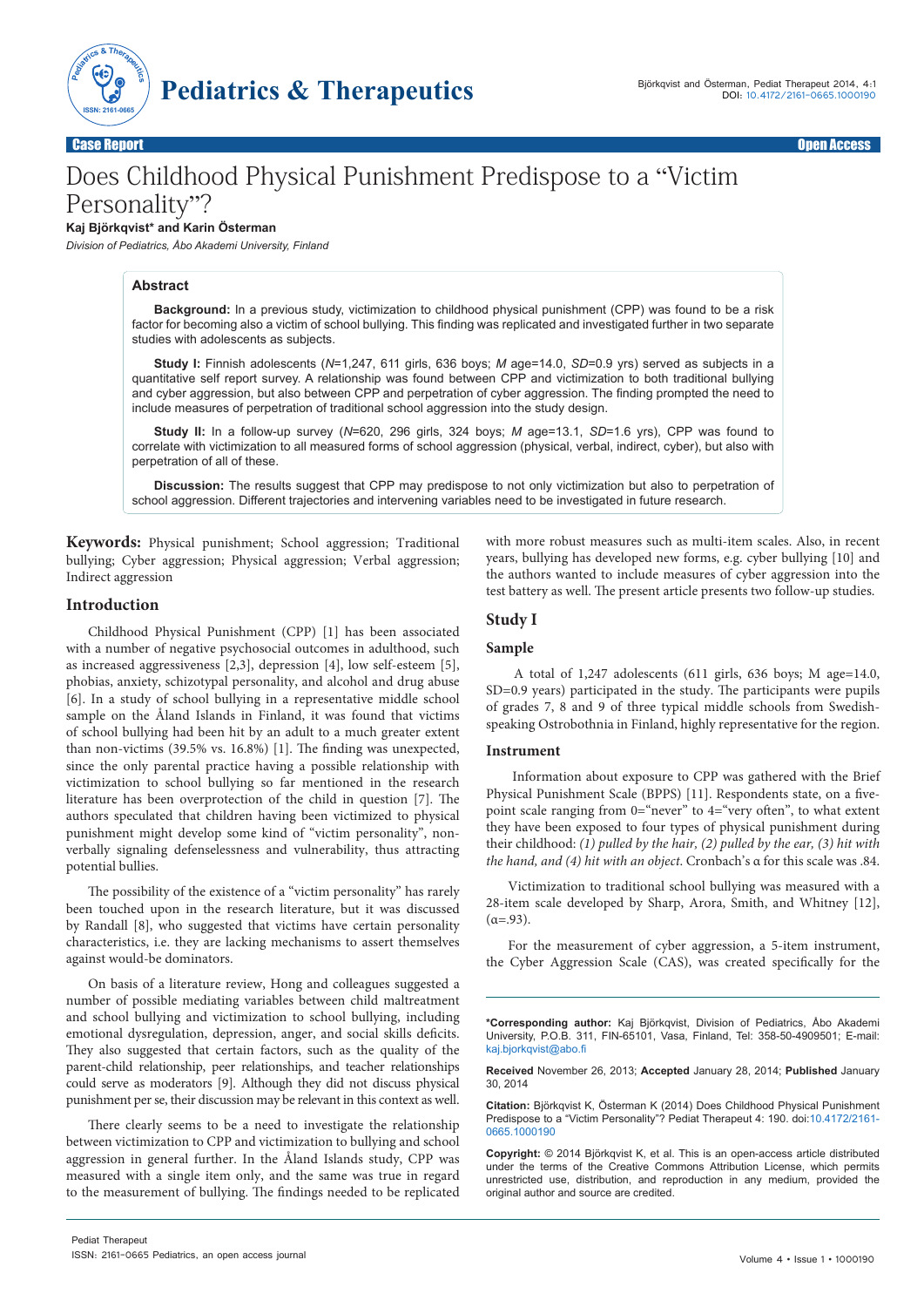Case Report — Open Access

# Does Childhood Physical Punishment Predispose to a "Victim Personality"?

**Kaj Björkqvist\* and Karin Österman**

*Division of Pediatrics, Åbo Akademi University, Finland*

## Abstract

**Background:** In a previous study, victimization to childhood physical punishment (CPP) was found to be a risk factor for becoming also a victim of school bullying. This finding was replicated and investigated further in two separate studies with adolescents as subjects.

**Study I:** Finnish adolescents (*N*=1,247, 611 girls, 636 boys; *M* age=14.0, *SD*=0.9 yrs) served as subjects in a quantitative self report survey. A relationship was found between CPP and victimization to both traditional bullying and cyber aggression, but also between CPP and perpetration of cyber aggression. The finding prompted the need to include measures of perpetration of traditional school aggression into the study design.

**Study II:** In a follow-up survey (*N*=620, 296 girls, 324 boys; *M* age=13.1, *SD*=1.6 yrs), CPP was found to correlate with victimization to all measured forms of school aggression (physical, verbal, indirect, cyber), but also with perpetration of all of these.

**Discussion:** The results suggest that CPP may predispose to not only victimization but also to perpetration of school aggression. Different trajectories and intervening variables need to be investigated in future research.

**Keywords:** Physical punishment; School aggression; Traditional bullying; Cyber aggression; Physical aggression; Verbal aggression; Indirect aggression

## Introduction

Childhood Physical Punishment (CPP) [1] has been associated with a number of negative psychosocial outcomes in adulthood, such as increased aggressiveness [2,3], depression [4], low self-esteem [5], phobias, anxiety, schizotypal personality, and alcohol and drug abuse [6]. In a study of school bullying in a representative middle school sample on the Åland Islands in Finland, it was found that victims of school bullying had been hit by an adult to a much greater extent than non-victims (39.5% vs. 16.8%) [1]. The finding was unexpected, since the only parental practice having a possible relationship with victimization to school bullying so far mentioned in the research literature has been overprotection of the child in question [7]. The authors speculated that children having been victimized to physical punishment might develop some kind of "victim personality", non-verbally signaling defenselessness and vulnerability, thus attracting potential bullies.

The possibility of the existence of a "victim personality" has rarely been touched upon in the research literature, but it was discussed by Randall [8], who suggested that victims have certain personality characteristics, i.e. they are lacking mechanisms to assert themselves against would-be dominators.

On basis of a literature review, Hong and colleagues suggested a number of possible mediating variables between child maltreatment and school bullying and victimization to school bullying, including emotional dysregulation, depression, anger, and social skills deficits. They also suggested that certain factors, such as the quality of the parent-child relationship, peer relationships, and teacher relationships could serve as moderators [9]. Although they did not discuss physical punishment per se, their discussion may be relevant in this context as well.

There clearly seems to be a need to investigate the relationship between victimization to CPP and victimization to bullying and school aggression in general further. In the Åland Islands study, CPP was measured with a single item only, and the same was true in regard to the measurement of bullying. The findings needed to be replicated with more robust measures such as multi-item scales. Also, in recent years, bullying has developed new forms, e.g. cyber bullying [10] and the authors wanted to include measures of cyber aggression into the test battery as well. The present article presents two follow-up studies.

## Study I

### Sample

A total of 1,247 adolescents (611 girls, 636 boys; M age=14.0, SD=0.9 years) participated in the study. The participants were pupils of grades 7, 8 and 9 of three typical middle schools from Swedish-speaking Ostrobothnia in Finland, highly representative for the region.

### Instrument

Information about exposure to CPP was gathered with the Brief Physical Punishment Scale (BPPS) [11]. Respondents state, on a five-point scale ranging from 0="never" to 4="very often", to what extent they have been exposed to four types of physical punishment during their childhood: *(1) pulled by the hair, (2) pulled by the ear, (3) hit with the hand, and (4) hit with an object.* Cronbach's α for this scale was .84.

Victimization to traditional school bullying was measured with a 28-item scale developed by Sharp, Arora, Smith, and Whitney [12], (α=.93).

For the measurement of cyber aggression, a 5-item instrument, the Cyber Aggression Scale (CAS), was created specifically for the

---

**\*Corresponding author:** Kaj Björkqvist, Division of Pediatrics, Åbo Akademi University, P.O.B. 311, FIN-65101, Vasa, Finland, Tel: 358-50-4909501; E-mail: kaj.bjorkqvist@abo.fi

**Received** November 26, 2013; **Accepted** January 28, 2014; **Published** January 30, 2014

**Citation:** Björkqvist K, Österman K (2014) Does Childhood Physical Punishment Predispose to a "Victim Personality"? Pediat Therapeut 4: 190. doi:10.4172/2161-0665.1000190

**Copyright:** © 2014 Björkqvist K, et al. This is an open-access article distributed under the terms of the Creative Commons Attribution License, which permits unrestricted use, distribution, and reproduction in any medium, provided the original author and source are credited.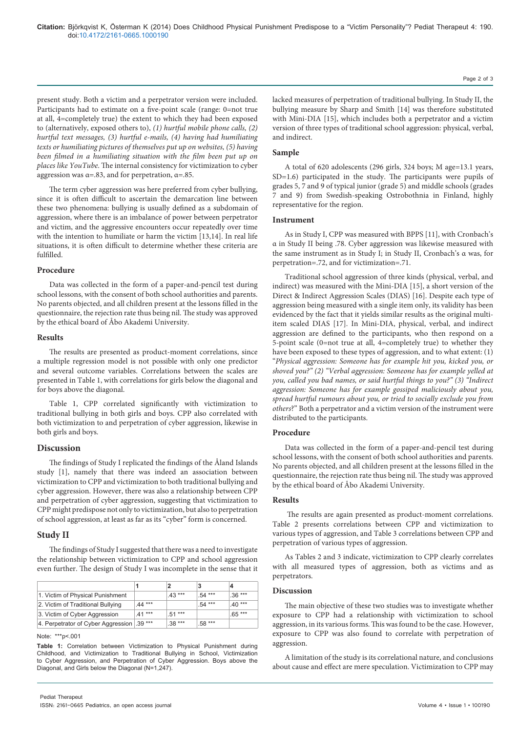present study. Both a victim and a perpetrator version were included. Participants had to estimate on a five-point scale (range: 0=not true at all, 4=completely true) the extent to which they had been exposed to (alternatively, exposed others to), *(1) hurtful mobile phone calls, (2) hurtful text messages, (3) hurtful e-mails, (4) having had humiliating texts or humiliating pictures of themselves put up on websites, (5) having been filmed in a humiliating situation with the film been put up on places like YouTube*. The internal consistency for victimization to cyber aggression was α=.83, and for perpetration, α=.85.

The term cyber aggression was here preferred from cyber bullying, since it is often difficult to ascertain the demarcation line between these two phenomena: bullying is usually defined as a subdomain of aggression, where there is an imbalance of power between perpetrator and victim, and the aggressive encounters occur repeatedly over time with the intention to humiliate or harm the victim [13,14]. In real life situations, it is often difficult to determine whether these criteria are fulfilled.

### Procedure

Data was collected in the form of a paper-and-pencil test during school lessons, with the consent of both school authorities and parents. No parents objected, and all children present at the lessons filled in the questionnaire, the rejection rate thus being nil. The study was approved by the ethical board of Åbo Akademi University.

### Results

The results are presented as product-moment correlations, since a multiple regression model is not possible with only one predictor and several outcome variables. Correlations between the scales are presented in Table 1, with correlations for girls below the diagonal and for boys above the diagonal.

Table 1, CPP correlated significantly with victimization to traditional bullying in both girls and boys. CPP also correlated with both victimization to and perpetration of cyber aggression, likewise in both girls and boys.

## Discussion

The findings of Study I replicated the findings of the Åland Islands study [1], namely that there was indeed an association between victimization to CPP and victimization to both traditional bullying and cyber aggression. However, there was also a relationship between CPP and perpetration of cyber aggression, suggesting that victimization to CPP might predispose not only to victimization, but also to perpetration of school aggression, at least as far as its "cyber" form is concerned.

## Study II

The findings of Study I suggested that there was a need to investigate the relationship between victimization to CPP and school aggression even further. The design of Study I was incomplete in the sense that it lacked measures of perpetration of traditional bullying. In Study II, the bullying measure by Sharp and Smith [14] was therefore substituted with Mini-DIA [15], which includes both a perpetrator and a victim version of three types of traditional school aggression: physical, verbal, and indirect.

| | 1 | 2 | 3 | 4 |
|---|---|---|---|---|
| 1. Victim of Physical Punishment | | .43 *** | .54 *** | .36 *** |
| 2. Victim of Traditional Bullying | .44 *** | | .54 *** | .40 *** |
| 3. Victim of Cyber Aggression | .41 *** | .51 *** | | .65 *** |
| 4. Perpetrator of Cyber Aggression | .39 *** | .38 *** | .58 *** | |

Note: ***p<.001

**Table 1:** Correlation between Victimization to Physical Punishment during Childhood, and Victimization to Traditional Bullying in School, Victimization to Cyber Aggression, and Perpetration of Cyber Aggression. Boys above the Diagonal, and Girls below the Diagonal (N=1,247).

### Sample

A total of 620 adolescents (296 girls, 324 boys; M age=13.1 years, SD=1.6) participated in the study. The participants were pupils of grades 5, 7 and 9 of typical junior (grade 5) and middle schools (grades 7 and 9) from Swedish-speaking Ostrobothnia in Finland, highly representative for the region.

### Instrument

As in Study I, CPP was measured with BPPS [11], with Cronbach's α in Study II being .78. Cyber aggression was likewise measured with the same instrument as in Study I; in Study II, Cronbach's α was, for perpetration=.72, and for victimization=.71.

Traditional school aggression of three kinds (physical, verbal, and indirect) was measured with the Mini-DIA [15], a short version of the Direct & Indirect Aggression Scales (DIAS) [16]. Despite each type of aggression being measured with a single item only, its validity has been evidenced by the fact that it yields similar results as the original multi-item scaled DIAS [17]. In Mini-DIA, physical, verbal, and indirect aggression are defined to the participants, who then respond on a 5-point scale (0=not true at all, 4=completely true) to whether they have been exposed to these types of aggression, and to what extent: (1) "*Physical aggression: Someone has for example hit you, kicked you, or shoved you?" (2) "Verbal aggression: Someone has for example yelled at you, called you bad names, or said hurtful things to you?" (3) "Indirect aggression: Someone has for example gossiped maliciously about you, spread hurtful rumours about you, or tried to socially exclude you from others*?" Both a perpetrator and a victim version of the instrument were distributed to the participants.

### Procedure

Data was collected in the form of a paper-and-pencil test during school lessons, with the consent of both school authorities and parents. No parents objected, and all children present at the lessons filled in the questionnaire, the rejection rate thus being nil. The study was approved by the ethical board of Åbo Akademi University.

### Results

The results are again presented as product-moment correlations. Table 2 presents correlations between CPP and victimization to various types of aggression, and Table 3 correlations between CPP and perpetration of various types of aggression.

As Tables 2 and 3 indicate, victimization to CPP clearly correlates with all measured types of aggression, both as victims and as perpetrators.

### Discussion

The main objective of these two studies was to investigate whether exposure to CPP had a relationship with victimization to school aggression, in its various forms. This was found to be the case. However, exposure to CPP was also found to correlate with perpetration of aggression.

A limitation of the study is its correlational nature, and conclusions about cause and effect are mere speculation. Victimization to CPP may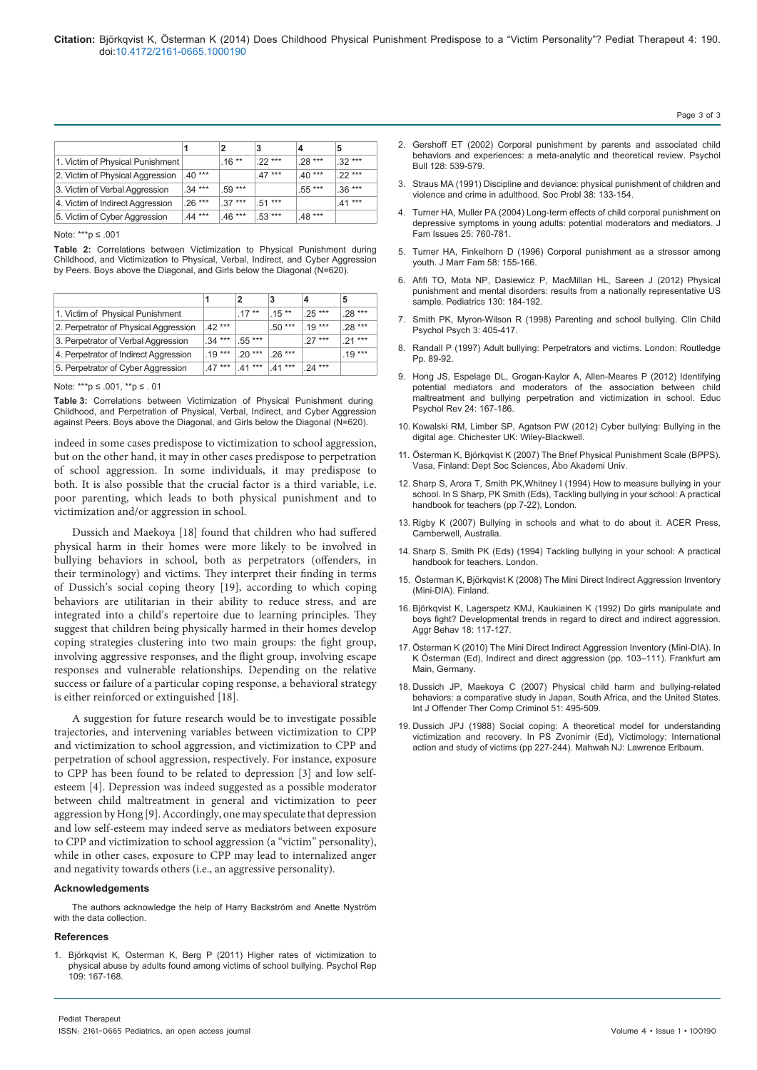| | 1 | 2 | 3 | 4 | 5 |
|---|---|---|---|---|---|
| 1. Victim of Physical Punishment | | .16 ** | .22 *** | .28 *** | .32 *** |
| 2. Victim of Physical Aggression | .40 *** | | .47 *** | .40 *** | .22 *** |
| 3. Victim of Verbal Aggression | .34 *** | .59 *** | | .55 *** | .36 *** |
| 4. Victim of Indirect Aggression | .26 *** | .37 *** | .51 *** | | .41 *** |
| 5. Victim of Cyber Aggression | .44 *** | .46 *** | .53 *** | .48 *** | |

Note: ***p ≤ .001

**Table 2:** Correlations between Victimization to Physical Punishment during Childhood, and Victimization to Physical, Verbal, Indirect, and Cyber Aggression by Peers. Boys above the Diagonal, and Girls below the Diagonal (N=620).

| | 1 | 2 | 3 | 4 | 5 |
|---|---|---|---|---|---|
| 1. Victim of Physical Punishment | | .17 ** | .15 ** | .25 *** | .28 *** |
| 2. Perpetrator of Physical Aggression | .42 *** | | .50 *** | .19 *** | .28 *** |
| 3. Perpetrator of Verbal Aggression | .34 *** | .55 *** | | .27 *** | .21 *** |
| 4. Perpetrator of Indirect Aggression | .19 *** | .20 *** | .26 *** | | .19 *** |
| 5. Perpetrator of Cyber Aggression | .47 *** | .41 *** | .41 *** | .24 *** | |

Note: ***p ≤ .001, **p ≤ . 01

**Table 3:** Correlations between Victimization of Physical Punishment during Childhood, and Perpetration of Physical, Verbal, Indirect, and Cyber Aggression against Peers. Boys above the Diagonal, and Girls below the Diagonal (N=620).

indeed in some cases predispose to victimization to school aggression, but on the other hand, it may in other cases predispose to perpetration of school aggression. In some individuals, it may predispose to both. It is also possible that the crucial factor is a third variable, i.e. poor parenting, which leads to both physical punishment and to victimization and/or aggression in school.

Dussich and Maekoya [18] found that children who had suffered physical harm in their homes were more likely to be involved in bullying behaviors in school, both as perpetrators (offenders, in their terminology) and victims. They interpret their finding in terms of Dussich's social coping theory [19], according to which coping behaviors are utilitarian in their ability to reduce stress, and are integrated into a child's repertoire due to learning principles. They suggest that children being physically harmed in their homes develop coping strategies clustering into two main groups: the fight group, involving aggressive responses, and the flight group, involving escape responses and vulnerable relationships. Depending on the relative success or failure of a particular coping response, a behavioral strategy is either reinforced or extinguished [18].

A suggestion for future research would be to investigate possible trajectories, and intervening variables between victimization to CPP and victimization to school aggression, and victimization to CPP and perpetration of school aggression, respectively. For instance, exposure to CPP has been found to be related to depression [3] and low self-esteem [4]. Depression was indeed suggested as a possible moderator between child maltreatment in general and victimization to peer aggression by Hong [9]. Accordingly, one may speculate that depression and low self-esteem may indeed serve as mediators between exposure to CPP and victimization to school aggression (a "victim" personality), while in other cases, exposure to CPP may lead to internalized anger and negativity towards others (i.e., an aggressive personality).

## Acknowledgements

The authors acknowledge the help of Harry Backström and Anette Nyström with the data collection.

## References

1. Björkqvist K, Osterman K, Berg P (2011) Higher rates of victimization to physical abuse by adults found among victims of school bullying. Psychol Rep 109: 167-168.
2. Gershoff ET (2002) Corporal punishment by parents and associated child behaviors and experiences: a meta-analytic and theoretical review. Psychol Bull 128: 539-579.
3. Straus MA (1991) Discipline and deviance: physical punishment of children and violence and crime in adulthood. Soc Probl 38: 133-154.
4. Turner HA, Muller PA (2004) Long-term effects of child corporal punishment on depressive symptoms in young adults: potential moderators and mediators. J Fam Issues 25: 760-781.
5. Turner HA, Finkelhorn D (1996) Corporal punishment as a stressor among youth. J Marr Fam 58: 155-166.
6. Afifi TO, Mota NP, Dasiewicz P, MacMillan HL, Sareen J (2012) Physical punishment and mental disorders: results from a nationally representative US sample. Pediatrics 130: 184-192.
7. Smith PK, Myron-Wilson R (1998) Parenting and school bullying. Clin Child Psychol Psych 3: 405-417.
8. Randall P (1997) Adult bullying: Perpetrators and victims. London: Routledge Pp. 89-92.
9. Hong JS, Espelage DL, Grogan-Kaylor A, Allen-Meares P (2012) Identifying potential mediators and moderators of the association between child maltreatment and bullying perpetration and victimization in school. Educ Psychol Rev 24: 167-186.
10. Kowalski RM, Limber SP, Agatson PW (2012) Cyber bullying: Bullying in the digital age. Chichester UK: Wiley-Blackwell.
11. Österman K, Björkqvist K (2007) The Brief Physical Punishment Scale (BPPS). Vasa, Finland: Dept Soc Sciences, Åbo Akademi Univ.
12. Sharp S, Arora T, Smith PK,Whitney I (1994) How to measure bullying in your school. In S Sharp, PK Smith (Eds), Tackling bullying in your school: A practical handbook for teachers (pp 7-22), London.
13. Rigby K (2007) Bullying in schools and what to do about it. ACER Press, Camberwell, Australia.
14. Sharp S, Smith PK (Eds) (1994) Tackling bullying in your school: A practical handbook for teachers. London.
15. Österman K, Björkqvist K (2008) The Mini Direct Indirect Aggression Inventory (Mini-DIA). Finland.
16. Björkqvist K, Lagerspetz KMJ, Kaukiainen K (1992) Do girls manipulate and boys fight? Developmental trends in regard to direct and indirect aggression. Aggr Behav 18: 117-127.
17. Österman K (2010) The Mini Direct Indirect Aggression Inventory (Mini-DIA). In K Österman (Ed), Indirect and direct aggression (pp. 103–111). Frankfurt am Main, Germany.
18. Dussich JP, Maekoya C (2007) Physical child harm and bullying-related behaviors: a comparative study in Japan, South Africa, and the United States. Int J Offender Ther Comp Criminol 51: 495-509.
19. Dussich JPJ (1988) Social coping: A theoretical model for understanding victimization and recovery. In PS Zvonimir (Ed), Victimology: International action and study of victims (pp 227-244). Mahwah NJ: Lawrence Erlbaum.